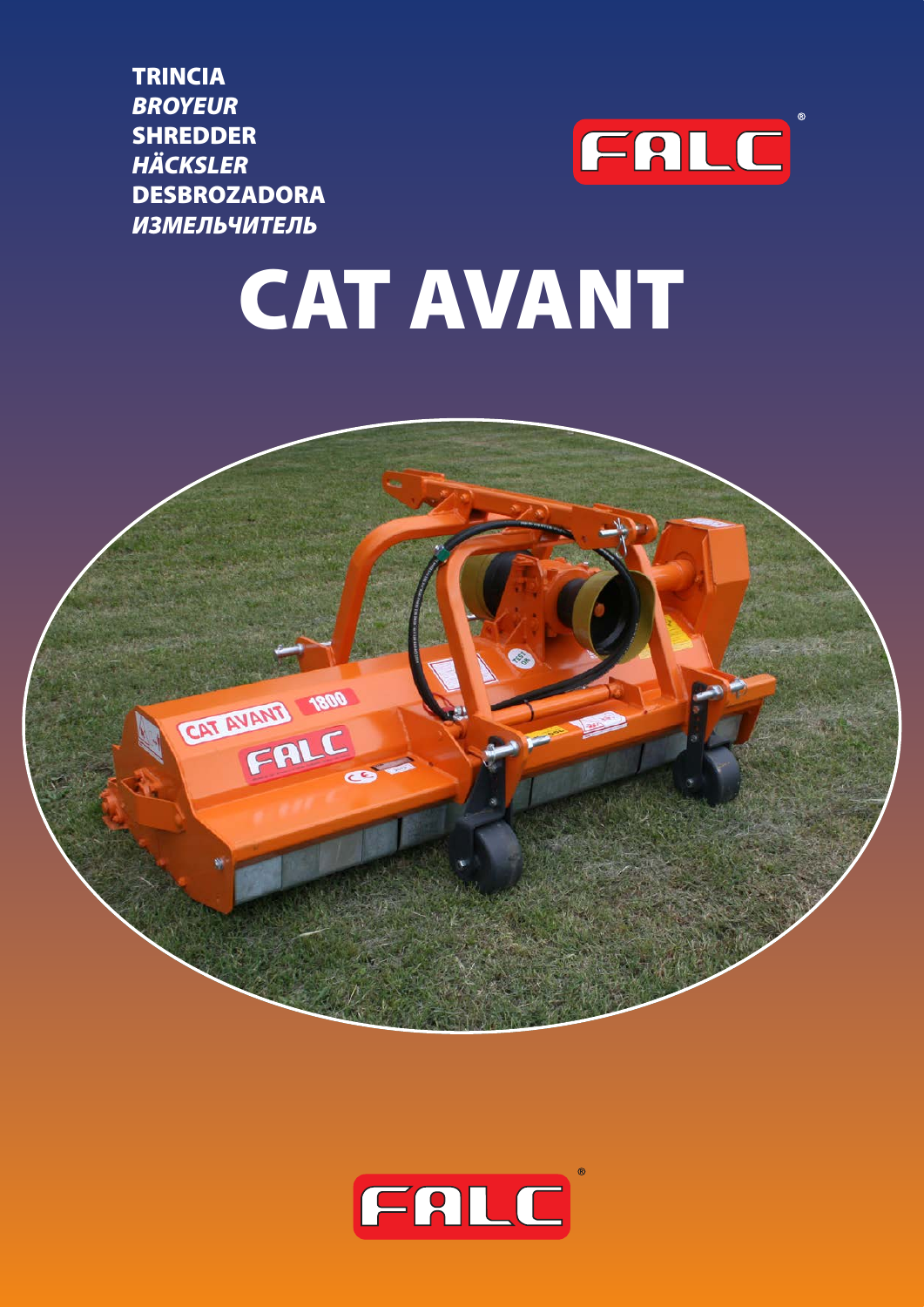**TRINCIA**
***BROYEUR***
**SHREDDER**
***HÄCKSLER***
**DESBROZADORA**
***ИЗМЕЛЬЧИТЕЛЬ***

# CAT AVANT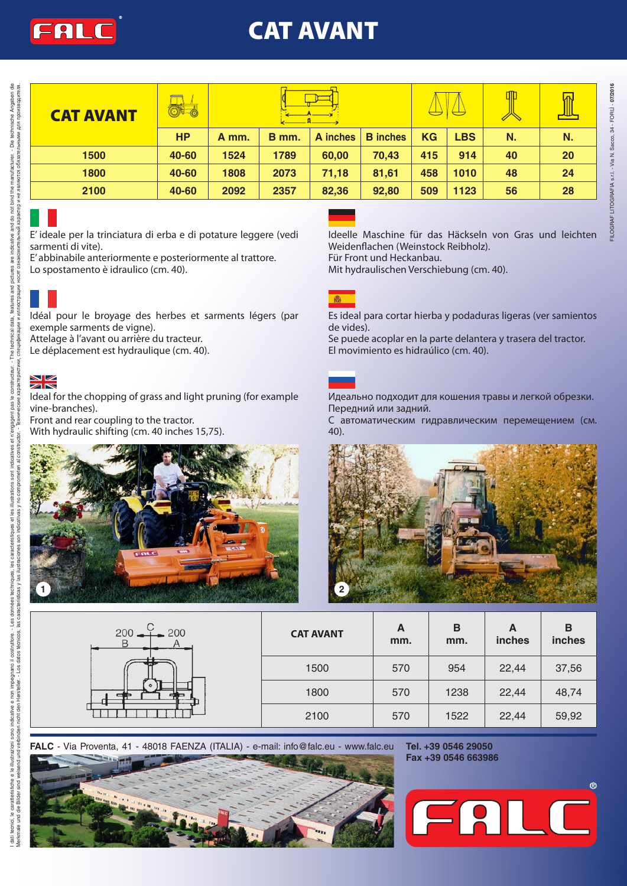# CAT AVANT

| CAT AVANT | HP | A mm. | B mm. | A inches | B inches | KG | LBS | N. | N. |
|---|---|---|---|---|---|---|---|---|---|
| 1500 | 40-60 | 1524 | 1789 | 60,00 | 70,43 | 415 | 914 | 40 | 20 |
| 1800 | 40-60 | 1808 | 2073 | 71,18 | 81,61 | 458 | 1010 | 48 | 24 |
| 2100 | 40-60 | 2092 | 2357 | 82,36 | 92,80 | 509 | 1123 | 56 | 28 |

E' ideale per la trinciatura di erba e di potature leggere (vedi sarmenti di vite).
E' abbinabile anteriormente e posteriormente al trattore.
Lo spostamento è idraulico (cm. 40).

Idéal pour le broyage des herbes et sarments légers (par exemple sarments de vigne).
Attelage à l'avant ou arrière du tracteur.
Le déplacement est hydraulique (cm. 40).

Ideal for the chopping of grass and light pruning (for example vine-branches).
Front and rear coupling to the tractor.
With hydraulic shifting (cm. 40 inches 15,75).

Ideelle Maschine für das Häckseln von Gras und leichten Weidenflachen (Weinstock Reibholz).
Für Front und Heckanbau.
Mit hydraulischen Verschiebung (cm. 40).

Es ideal para cortar hierba y podaduras ligeras (ver samientos de vides).
Se puede acoplar en la parte delantera y trasera del tractor.
El movimiento es hidraúlico (cm. 40).

Идеально подходит для кошения травы и легкой обрезки.
Передний или задний.
С автоматическим гидравлическим перемещением (см. 40).

1

2

200 C 200
B A

| CAT AVANT | A mm. | B mm. | A inches | B inches |
|---|---|---|---|---|
| 1500 | 570 | 954 | 22,44 | 37,56 |
| 1800 | 570 | 1238 | 22,44 | 48,74 |
| 2100 | 570 | 1522 | 22,44 | 59,92 |

**FALC** - Via Proventa, 41 - 48018 FAENZA (ITALIA) - e-mail: info@falc.eu - www.falc.eu **Tel. +39 0546 29050** **Fax +39 0546 663986**

I dati tecnici, le caratteristiche e le illustrazioni sono indicative e non impegnano il costruttore. - Les données techniques, les caractéristiques et les illustrations sont indicatives et n'engagent pas le constructeur. - The technical data, features and pictures are indicative and do not bind the manufacturer. - Die technische Angaben die Merkmale und die Bilder sind weisend und verbinden nicht den Hersteller. - Los datos técnicos, las características y las ilustraciones son indicativas y no comprometen al constructor. - Технические характеристики, спецификации и иллюстрации носят ознакомительный характер и не являются обязательными для производителя.

FILOGRAF LITOGRAFIA s.r.l. - Via N. Sacco, 34 - FORLÌ - 07/2016